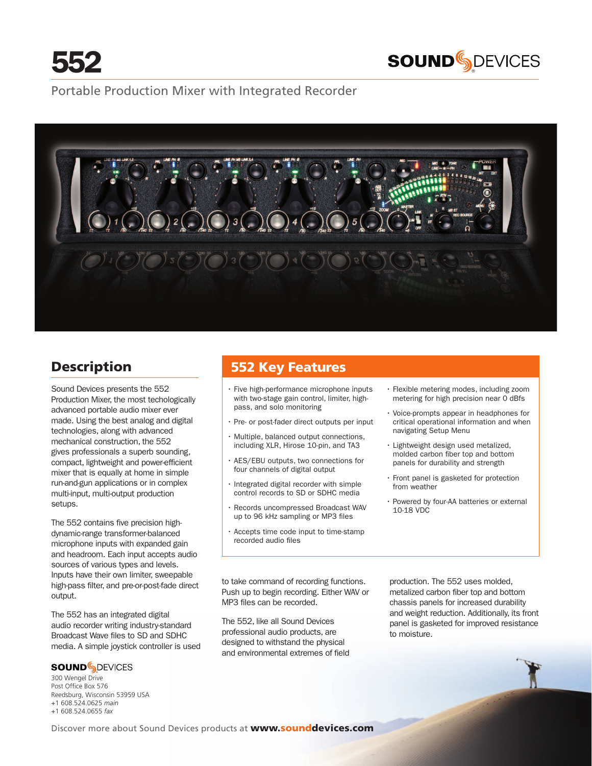# 552

SOUND DEVICES

Portable Production Mixer with Integrated Recorder

## Description

Sound Devices presents the 552 Production Mixer, the most techologically advanced portable audio mixer ever made. Using the best analog and digital technologies, along with advanced mechanical construction, the 552 gives professionals a superb sounding, compact, lightweight and power-efficient mixer that is equally at home in simple run-and-gun applications or in complex multi-input, multi-output production setups.

The 552 contains five precision high-dynamic-range transformer-balanced microphone inputs with expanded gain and headroom. Each input accepts audio sources of various types and levels. Inputs have their own limiter, sweepable high-pass filter, and pre-or-post-fade direct output.

The 552 has an integrated digital audio recorder writing industry-standard Broadcast Wave files to SD and SDHC media. A simple joystick controller is used to take command of recording functions. Push up to begin recording. Either WAV or MP3 files can be recorded.

The 552, like all Sound Devices professional audio products, are designed to withstand the physical and environmental extremes of field production. The 552 uses molded, metalized carbon fiber top and bottom chassis panels for increased durability and weight reduction. Additionally, its front panel is gasketed for improved resistance to moisture.

## 552 Key Features

- Five high-performance microphone inputs with two-stage gain control, limiter, high-pass, and solo monitoring
- Pre- or post-fader direct outputs per input
- Multiple, balanced output connections, including XLR, Hirose 10-pin, and TA3
- AES/EBU outputs, two connections for four channels of digital output
- Integrated digital recorder with simple control records to SD or SDHC media
- Records uncompressed Broadcast WAV up to 96 kHz sampling or MP3 files
- Accepts time code input to time-stamp recorded audio files
- Flexible metering modes, including zoom metering for high precision near 0 dBFs
- Voice-prompts appear in headphones for critical operational information and when navigating Setup Menu
- Lightweight design used metalized, molded carbon fiber top and bottom panels for durability and strength
- Front panel is gasketed for protection from weather
- Powered by four-AA batteries or external 10-18 VDC

**SOUND DEVICES**
300 Wengel Drive
Post Office Box 576
Reedsburg, Wisconsin 53959 USA
+1 608.524.0625 *main*
+1 608.524.0655 *fax*

Discover more about Sound Devices products at **www.sounddevices.com**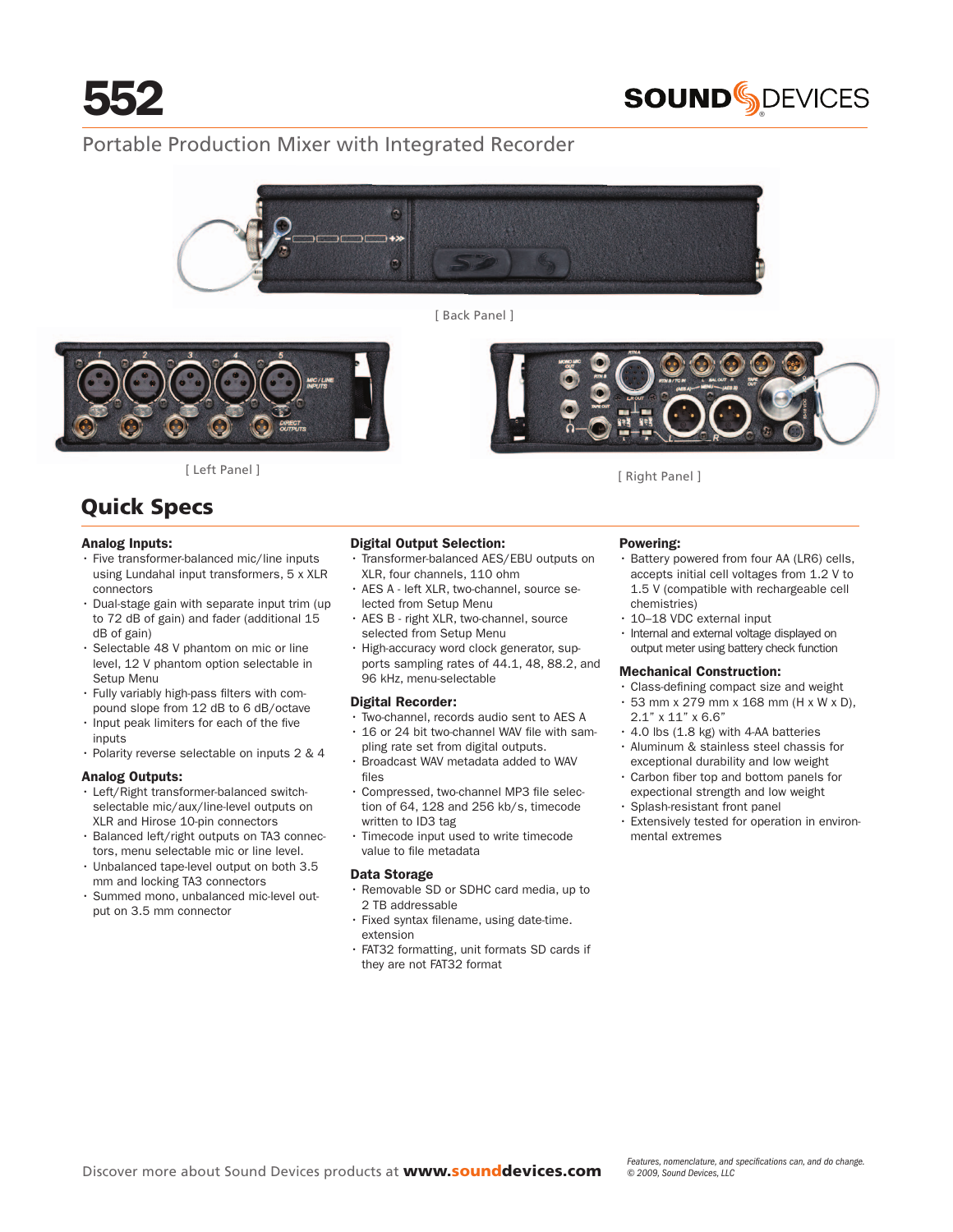# 552

SOUND DEVICES

Portable Production Mixer with Integrated Recorder

[ Back Panel ]

[ Left Panel ]

[ Right Panel ]

## Quick Specs

**Analog Inputs:**

- Five transformer-balanced mic/line inputs using Lundahal input transformers, 5 x XLR connectors
- Dual-stage gain with separate input trim (up to 72 dB of gain) and fader (additional 15 dB of gain)
- Selectable 48 V phantom on mic or line level, 12 V phantom option selectable in Setup Menu
- Fully variably high-pass filters with compound slope from 12 dB to 6 dB/octave
- Input peak limiters for each of the five inputs
- Polarity reverse selectable on inputs 2 & 4

**Analog Outputs:**

- Left/Right transformer-balanced switch-selectable mic/aux/line-level outputs on XLR and Hirose 10-pin connectors
- Balanced left/right outputs on TA3 connectors, menu selectable mic or line level.
- Unbalanced tape-level output on both 3.5 mm and locking TA3 connectors
- Summed mono, unbalanced mic-level output on 3.5 mm connector

**Digital Output Selection:**

- Transformer-balanced AES/EBU outputs on XLR, four channels, 110 ohm
- AES A - left XLR, two-channel, source selected from Setup Menu
- AES B - right XLR, two-channel, source selected from Setup Menu
- High-accuracy word clock generator, supports sampling rates of 44.1, 48, 88.2, and 96 kHz, menu-selectable

**Digital Recorder:**

- Two-channel, records audio sent to AES A
- 16 or 24 bit two-channel WAV file with sampling rate set from digital outputs.
- Broadcast WAV metadata added to WAV files
- Compressed, two-channel MP3 file selection of 64, 128 and 256 kb/s, timecode written to ID3 tag
- Timecode input used to write timecode value to file metadata

**Data Storage**

- Removable SD or SDHC card media, up to 2 TB addressable
- Fixed syntax filename, using date-time. extension
- FAT32 formatting, unit formats SD cards if they are not FAT32 format

**Powering:**

- Battery powered from four AA (LR6) cells, accepts initial cell voltages from 1.2 V to 1.5 V (compatible with rechargeable cell chemistries)
- 10–18 VDC external input
- Internal and external voltage displayed on output meter using battery check function

**Mechanical Construction:**

- Class-defining compact size and weight
- 53 mm x 279 mm x 168 mm (H x W x D), 2.1” x 11” x 6.6”
- 4.0 lbs (1.8 kg) with 4-AA batteries
- Aluminum & stainless steel chassis for exceptional durability and low weight
- Carbon fiber top and bottom panels for expectional strength and low weight
- Splash-resistant front panel
- Extensively tested for operation in environmental extremes

Discover more about Sound Devices products at **www.sounddevices.com**

*Features, nomenclature, and specifications can, and do change.*
*© 2009, Sound Devices, LLC*